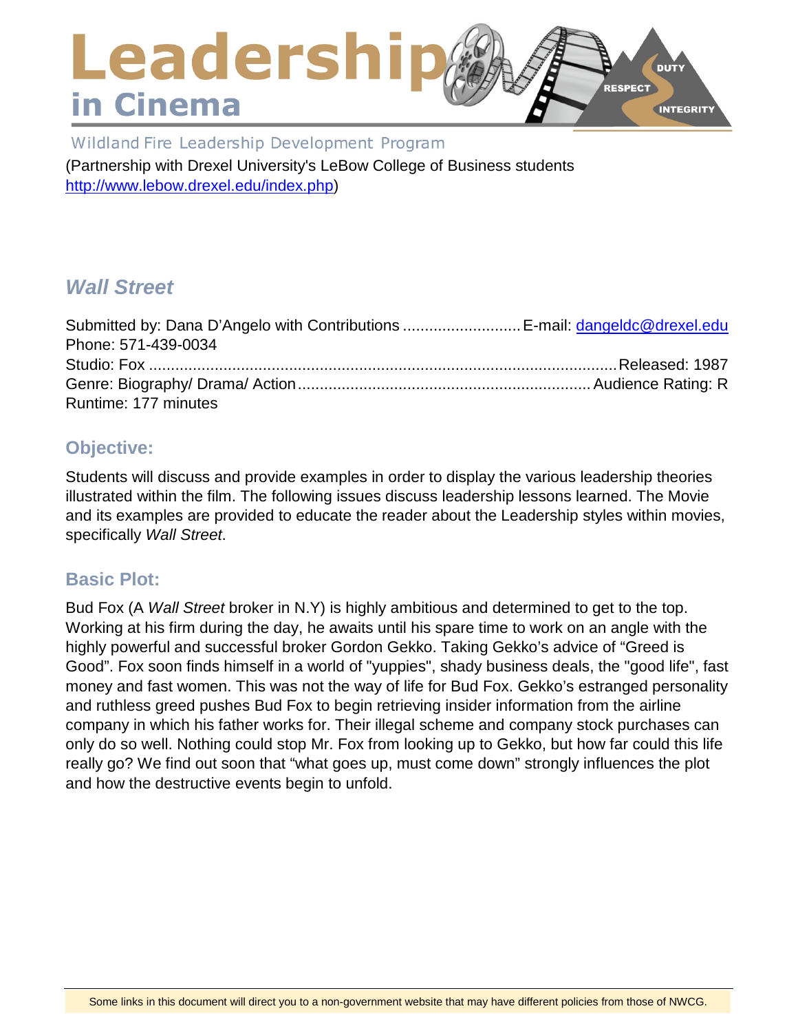# Leadership in Cinema

Wildland Fire Leadership Development Program

(Partnership with Drexel University's LeBow College of Business students http://www.lebow.drexel.edu/index.php)

## *Wall Street*

Submitted by: Dana D'Angelo with Contributions .......................... E-mail: dangeldc@drexel.edu
Phone: 571-439-0034
Studio: Fox .......................................................................................... Released: 1987
Genre: Biography/ Drama/ Action ................................................................ Audience Rating: R
Runtime: 177 minutes

### Objective:

Students will discuss and provide examples in order to display the various leadership theories illustrated within the film. The following issues discuss leadership lessons learned. The Movie and its examples are provided to educate the reader about the Leadership styles within movies, specifically *Wall Street*.

### Basic Plot:

Bud Fox (A *Wall Street* broker in N.Y) is highly ambitious and determined to get to the top. Working at his firm during the day, he awaits until his spare time to work on an angle with the highly powerful and successful broker Gordon Gekko. Taking Gekko's advice of "Greed is Good". Fox soon finds himself in a world of "yuppies", shady business deals, the "good life", fast money and fast women. This was not the way of life for Bud Fox. Gekko's estranged personality and ruthless greed pushes Bud Fox to begin retrieving insider information from the airline company in which his father works for. Their illegal scheme and company stock purchases can only do so well. Nothing could stop Mr. Fox from looking up to Gekko, but how far could this life really go? We find out soon that "what goes up, must come down" strongly influences the plot and how the destructive events begin to unfold.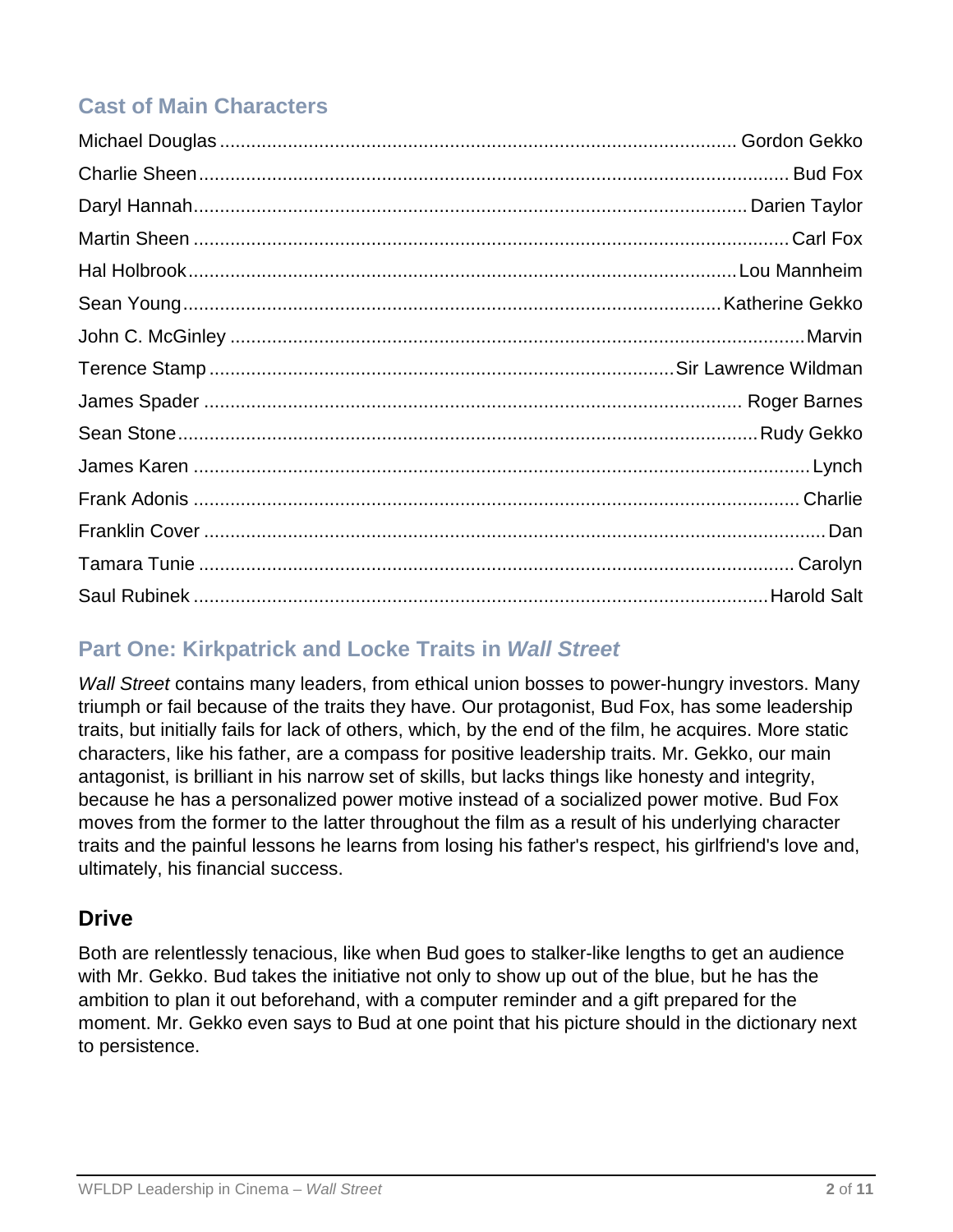## Cast of Main Characters

| Actor | Character |
|---|---|
| Michael Douglas | Gordon Gekko |
| Charlie Sheen | Bud Fox |
| Daryl Hannah | Darien Taylor |
| Martin Sheen | Carl Fox |
| Hal Holbrook | Lou Mannheim |
| Sean Young | Katherine Gekko |
| John C. McGinley | Marvin |
| Terence Stamp | Sir Lawrence Wildman |
| James Spader | Roger Barnes |
| Sean Stone | Rudy Gekko |
| James Karen | Lynch |
| Frank Adonis | Charlie |
| Franklin Cover | Dan |
| Tamara Tunie | Carolyn |
| Saul Rubinek | Harold Salt |

## Part One: Kirkpatrick and Locke Traits in *Wall Street*

*Wall Street* contains many leaders, from ethical union bosses to power-hungry investors. Many triumph or fail because of the traits they have. Our protagonist, Bud Fox, has some leadership traits, but initially fails for lack of others, which, by the end of the film, he acquires. More static characters, like his father, are a compass for positive leadership traits. Mr. Gekko, our main antagonist, is brilliant in his narrow set of skills, but lacks things like honesty and integrity, because he has a personalized power motive instead of a socialized power motive. Bud Fox moves from the former to the latter throughout the film as a result of his underlying character traits and the painful lessons he learns from losing his father's respect, his girlfriend's love and, ultimately, his financial success.

### Drive

Both are relentlessly tenacious, like when Bud goes to stalker-like lengths to get an audience with Mr. Gekko. Bud takes the initiative not only to show up out of the blue, but he has the ambition to plan it out beforehand, with a computer reminder and a gift prepared for the moment. Mr. Gekko even says to Bud at one point that his picture should in the dictionary next to persistence.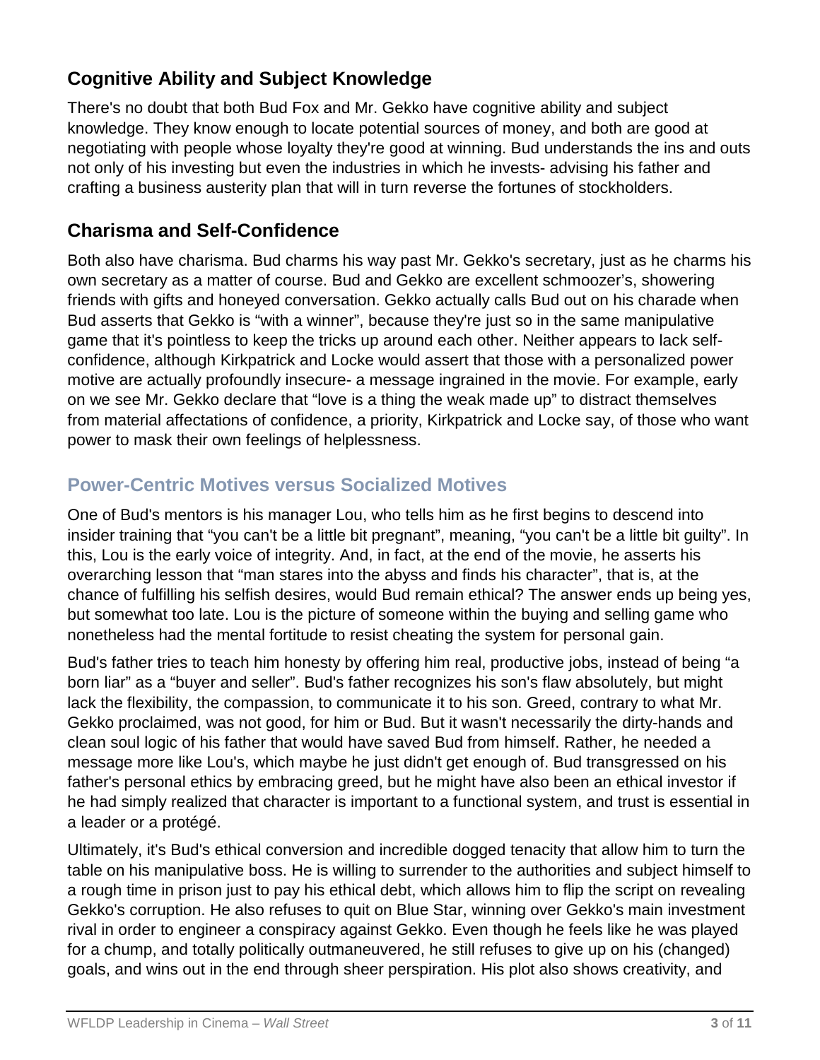## Cognitive Ability and Subject Knowledge

There's no doubt that both Bud Fox and Mr. Gekko have cognitive ability and subject knowledge. They know enough to locate potential sources of money, and both are good at negotiating with people whose loyalty they're good at winning. Bud understands the ins and outs not only of his investing but even the industries in which he invests- advising his father and crafting a business austerity plan that will in turn reverse the fortunes of stockholders.

## Charisma and Self-Confidence

Both also have charisma. Bud charms his way past Mr. Gekko's secretary, just as he charms his own secretary as a matter of course. Bud and Gekko are excellent schmoozer's, showering friends with gifts and honeyed conversation. Gekko actually calls Bud out on his charade when Bud asserts that Gekko is "with a winner", because they're just so in the same manipulative game that it's pointless to keep the tricks up around each other. Neither appears to lack self-confidence, although Kirkpatrick and Locke would assert that those with a personalized power motive are actually profoundly insecure- a message ingrained in the movie. For example, early on we see Mr. Gekko declare that "love is a thing the weak made up" to distract themselves from material affectations of confidence, a priority, Kirkpatrick and Locke say, of those who want power to mask their own feelings of helplessness.

### Power-Centric Motives versus Socialized Motives

One of Bud's mentors is his manager Lou, who tells him as he first begins to descend into insider training that "you can't be a little bit pregnant", meaning, "you can't be a little bit guilty". In this, Lou is the early voice of integrity. And, in fact, at the end of the movie, he asserts his overarching lesson that "man stares into the abyss and finds his character", that is, at the chance of fulfilling his selfish desires, would Bud remain ethical? The answer ends up being yes, but somewhat too late. Lou is the picture of someone within the buying and selling game who nonetheless had the mental fortitude to resist cheating the system for personal gain.

Bud's father tries to teach him honesty by offering him real, productive jobs, instead of being "a born liar" as a "buyer and seller". Bud's father recognizes his son's flaw absolutely, but might lack the flexibility, the compassion, to communicate it to his son. Greed, contrary to what Mr. Gekko proclaimed, was not good, for him or Bud. But it wasn't necessarily the dirty-hands and clean soul logic of his father that would have saved Bud from himself. Rather, he needed a message more like Lou's, which maybe he just didn't get enough of. Bud transgressed on his father's personal ethics by embracing greed, but he might have also been an ethical investor if he had simply realized that character is important to a functional system, and trust is essential in a leader or a protégé.

Ultimately, it's Bud's ethical conversion and incredible dogged tenacity that allow him to turn the table on his manipulative boss. He is willing to surrender to the authorities and subject himself to a rough time in prison just to pay his ethical debt, which allows him to flip the script on revealing Gekko's corruption. He also refuses to quit on Blue Star, winning over Gekko's main investment rival in order to engineer a conspiracy against Gekko. Even though he feels like he was played for a chump, and totally politically outmaneuvered, he still refuses to give up on his (changed) goals, and wins out in the end through sheer perspiration. His plot also shows creativity, and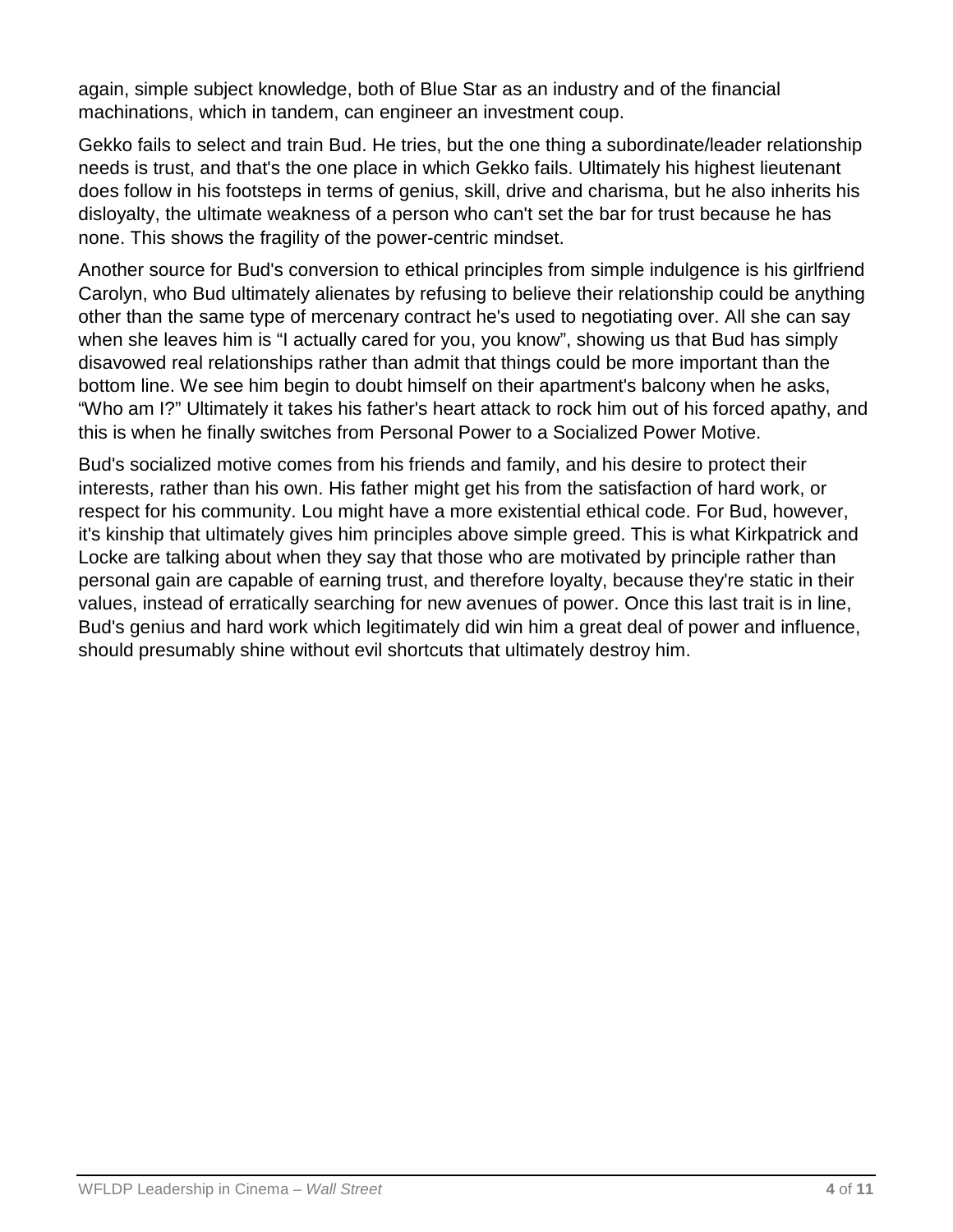again, simple subject knowledge, both of Blue Star as an industry and of the financial machinations, which in tandem, can engineer an investment coup.

Gekko fails to select and train Bud. He tries, but the one thing a subordinate/leader relationship needs is trust, and that's the one place in which Gekko fails. Ultimately his highest lieutenant does follow in his footsteps in terms of genius, skill, drive and charisma, but he also inherits his disloyalty, the ultimate weakness of a person who can't set the bar for trust because he has none. This shows the fragility of the power-centric mindset.

Another source for Bud's conversion to ethical principles from simple indulgence is his girlfriend Carolyn, who Bud ultimately alienates by refusing to believe their relationship could be anything other than the same type of mercenary contract he's used to negotiating over. All she can say when she leaves him is "I actually cared for you, you know", showing us that Bud has simply disavowed real relationships rather than admit that things could be more important than the bottom line. We see him begin to doubt himself on their apartment's balcony when he asks, "Who am I?" Ultimately it takes his father's heart attack to rock him out of his forced apathy, and this is when he finally switches from Personal Power to a Socialized Power Motive.

Bud's socialized motive comes from his friends and family, and his desire to protect their interests, rather than his own. His father might get his from the satisfaction of hard work, or respect for his community. Lou might have a more existential ethical code. For Bud, however, it's kinship that ultimately gives him principles above simple greed. This is what Kirkpatrick and Locke are talking about when they say that those who are motivated by principle rather than personal gain are capable of earning trust, and therefore loyalty, because they're static in their values, instead of erratically searching for new avenues of power. Once this last trait is in line, Bud's genius and hard work which legitimately did win him a great deal of power and influence, should presumably shine without evil shortcuts that ultimately destroy him.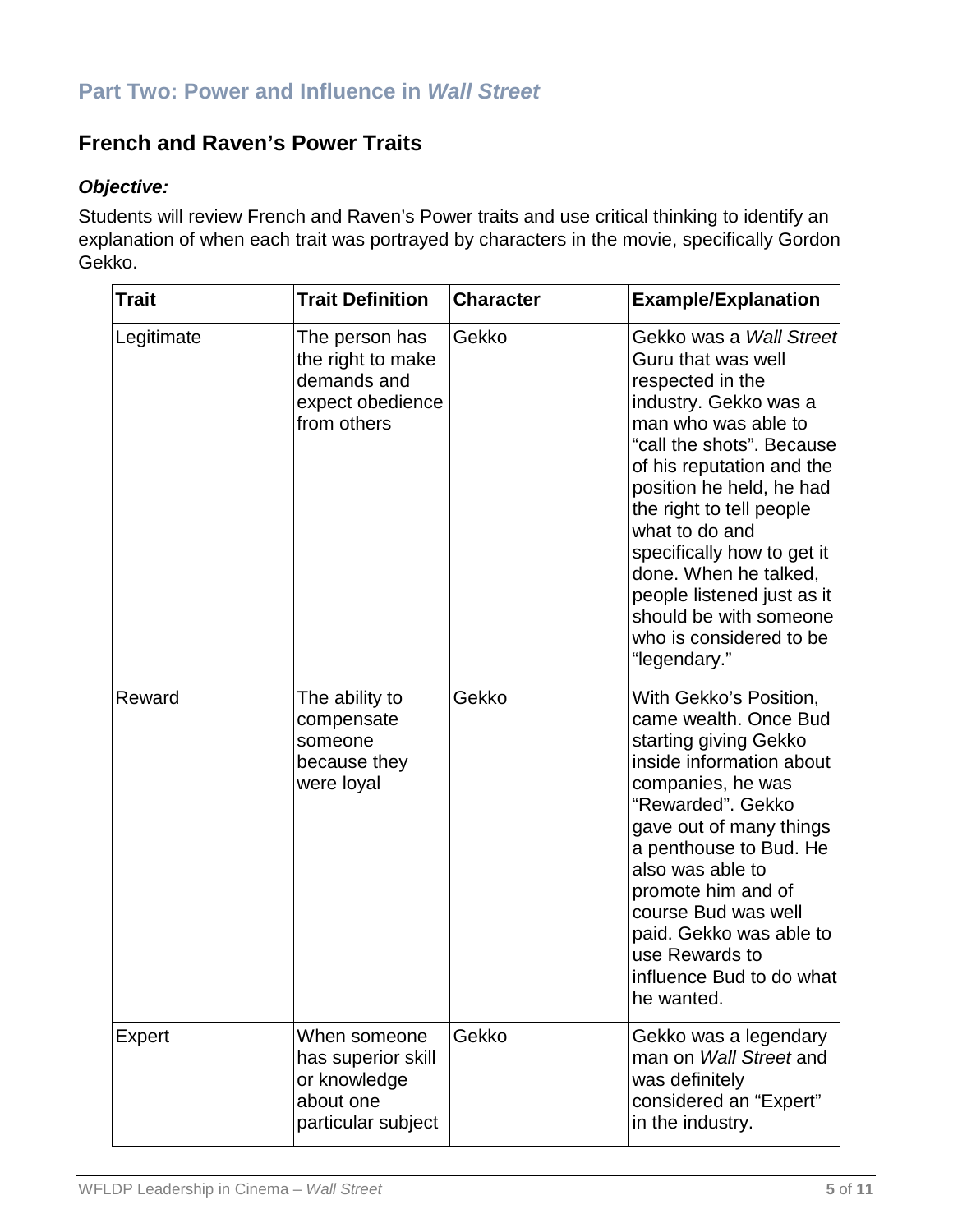## Part Two: Power and Influence in *Wall Street*

### French and Raven's Power Traits

***Objective:***

Students will review French and Raven's Power traits and use critical thinking to identify an explanation of when each trait was portrayed by characters in the movie, specifically Gordon Gekko.

| Trait | Trait Definition | Character | Example/Explanation |
|---|---|---|---|
| Legitimate | The person has the right to make demands and expect obedience from others | Gekko | Gekko was a *Wall Street* Guru that was well respected in the industry. Gekko was a man who was able to "call the shots". Because of his reputation and the position he held, he had the right to tell people what to do and specifically how to get it done. When he talked, people listened just as it should be with someone who is considered to be "legendary." |
| Reward | The ability to compensate someone because they were loyal | Gekko | With Gekko's Position, came wealth. Once Bud starting giving Gekko inside information about companies, he was "Rewarded". Gekko gave out of many things a penthouse to Bud. He also was able to promote him and of course Bud was well paid. Gekko was able to use Rewards to influence Bud to do what he wanted. |
| Expert | When someone has superior skill or knowledge about one particular subject | Gekko | Gekko was a legendary man on *Wall Street* and was definitely considered an "Expert" in the industry. |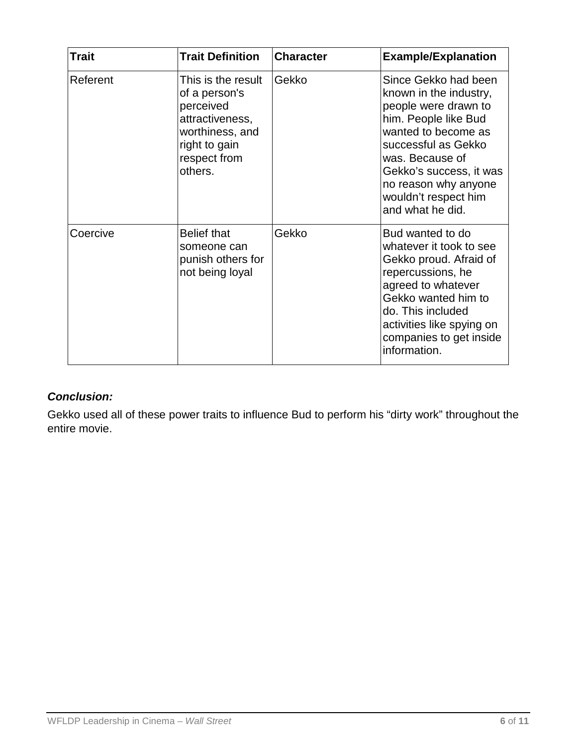| Trait | Trait Definition | Character | Example/Explanation |
|---|---|---|---|
| Referent | This is the result of a person's perceived attractiveness, worthiness, and right to gain respect from others. | Gekko | Since Gekko had been known in the industry, people were drawn to him. People like Bud wanted to become as successful as Gekko was. Because of Gekko's success, it was no reason why anyone wouldn't respect him and what he did. |
| Coercive | Belief that someone can punish others for not being loyal | Gekko | Bud wanted to do whatever it took to see Gekko proud. Afraid of repercussions, he agreed to whatever Gekko wanted him to do. This included activities like spying on companies to get inside information. |

***Conclusion:***

Gekko used all of these power traits to influence Bud to perform his "dirty work" throughout the entire movie.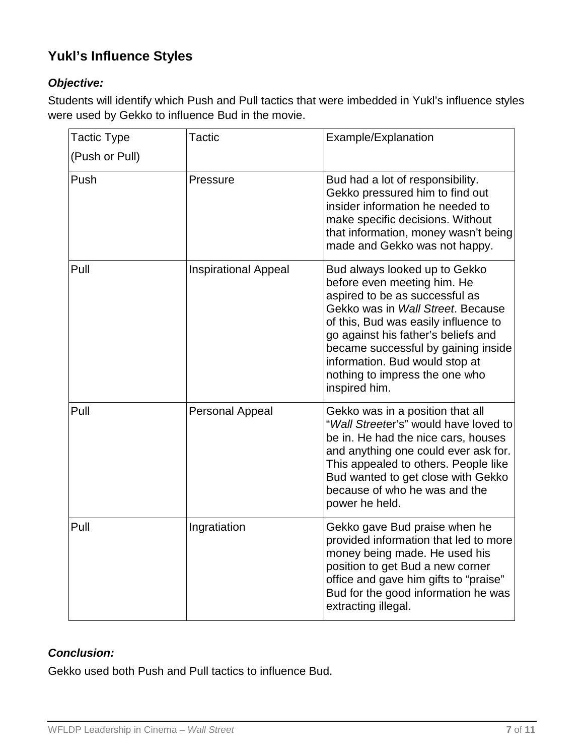## Yukl's Influence Styles

***Objective:***

Students will identify which Push and Pull tactics that were imbedded in Yukl's influence styles were used by Gekko to influence Bud in the movie.

| Tactic Type (Push or Pull) | Tactic | Example/Explanation |
|---|---|---|
| Push | Pressure | Bud had a lot of responsibility. Gekko pressured him to find out insider information he needed to make specific decisions. Without that information, money wasn't being made and Gekko was not happy. |
| Pull | Inspirational Appeal | Bud always looked up to Gekko before even meeting him. He aspired to be as successful as Gekko was in *Wall Street*. Because of this, Bud was easily influence to go against his father's beliefs and became successful by gaining inside information. Bud would stop at nothing to impress the one who inspired him. |
| Pull | Personal Appeal | Gekko was in a position that all "*Wall Street*er's" would have loved to be in. He had the nice cars, houses and anything one could ever ask for. This appealed to others. People like Bud wanted to get close with Gekko because of who he was and the power he held. |
| Pull | Ingratiation | Gekko gave Bud praise when he provided information that led to more money being made. He used his position to get Bud a new corner office and gave him gifts to "praise" Bud for the good information he was extracting illegal. |

***Conclusion:***

Gekko used both Push and Pull tactics to influence Bud.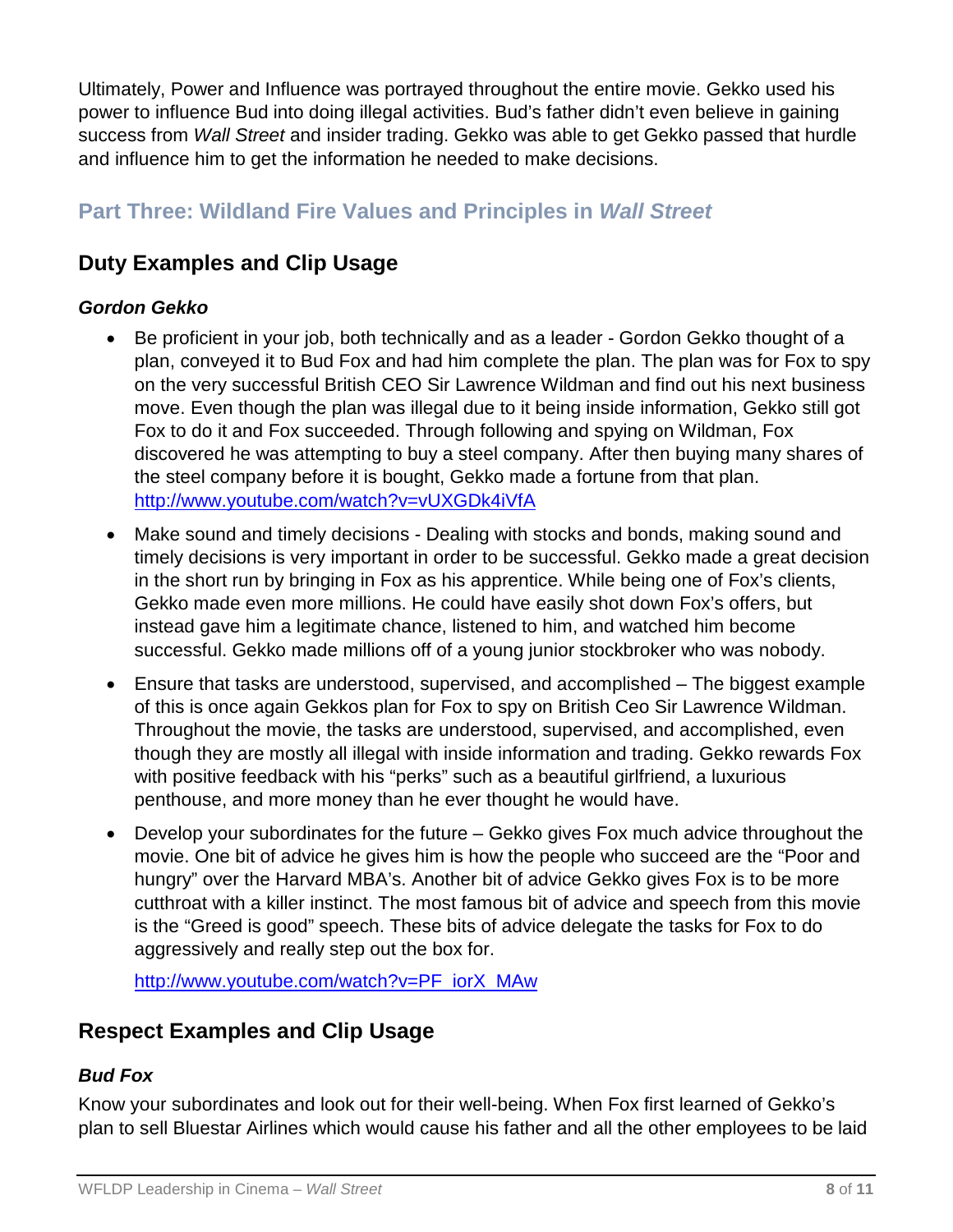Ultimately, Power and Influence was portrayed throughout the entire movie. Gekko used his power to influence Bud into doing illegal activities. Bud's father didn't even believe in gaining success from *Wall Street* and insider trading. Gekko was able to get Gekko passed that hurdle and influence him to get the information he needed to make decisions.

## Part Three: Wildland Fire Values and Principles in *Wall Street*

## Duty Examples and Clip Usage

### *Gordon Gekko*

- Be proficient in your job, both technically and as a leader - Gordon Gekko thought of a plan, conveyed it to Bud Fox and had him complete the plan. The plan was for Fox to spy on the very successful British CEO Sir Lawrence Wildman and find out his next business move. Even though the plan was illegal due to it being inside information, Gekko still got Fox to do it and Fox succeeded. Through following and spying on Wildman, Fox discovered he was attempting to buy a steel company. After then buying many shares of the steel company before it is bought, Gekko made a fortune from that plan. http://www.youtube.com/watch?v=vUXGDk4iVfA
- Make sound and timely decisions - Dealing with stocks and bonds, making sound and timely decisions is very important in order to be successful. Gekko made a great decision in the short run by bringing in Fox as his apprentice. While being one of Fox's clients, Gekko made even more millions. He could have easily shot down Fox's offers, but instead gave him a legitimate chance, listened to him, and watched him become successful. Gekko made millions off of a young junior stockbroker who was nobody.
- Ensure that tasks are understood, supervised, and accomplished – The biggest example of this is once again Gekkos plan for Fox to spy on British Ceo Sir Lawrence Wildman. Throughout the movie, the tasks are understood, supervised, and accomplished, even though they are mostly all illegal with inside information and trading. Gekko rewards Fox with positive feedback with his "perks" such as a beautiful girlfriend, a luxurious penthouse, and more money than he ever thought he would have.
- Develop your subordinates for the future – Gekko gives Fox much advice throughout the movie. One bit of advice he gives him is how the people who succeed are the "Poor and hungry" over the Harvard MBA's. Another bit of advice Gekko gives Fox is to be more cutthroat with a killer instinct. The most famous bit of advice and speech from this movie is the "Greed is good" speech. These bits of advice delegate the tasks for Fox to do aggressively and really step out the box for.

  http://www.youtube.com/watch?v=PF_iorX_MAw

## Respect Examples and Clip Usage

### *Bud Fox*

Know your subordinates and look out for their well-being. When Fox first learned of Gekko's plan to sell Bluestar Airlines which would cause his father and all the other employees to be laid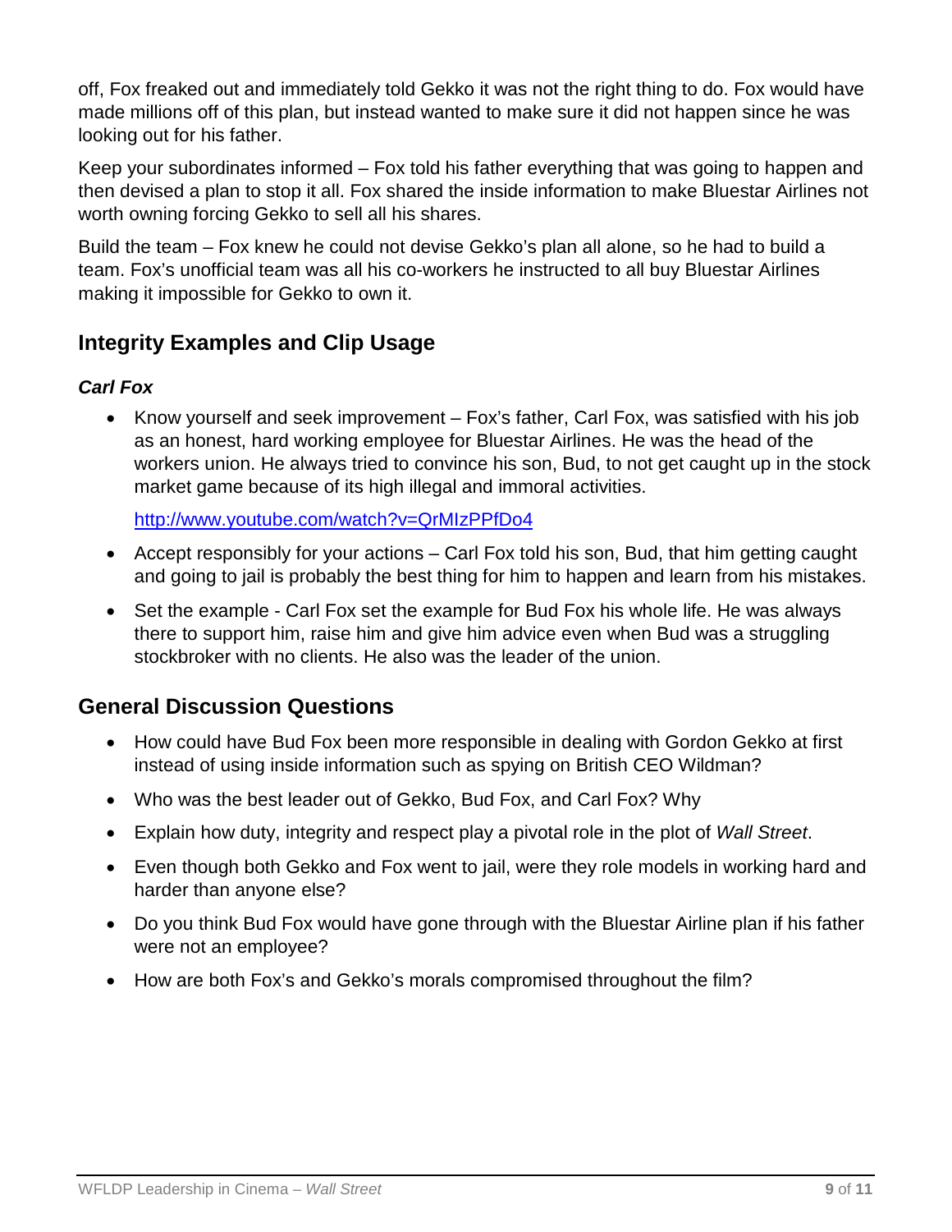off, Fox freaked out and immediately told Gekko it was not the right thing to do. Fox would have made millions off of this plan, but instead wanted to make sure it did not happen since he was looking out for his father.

Keep your subordinates informed – Fox told his father everything that was going to happen and then devised a plan to stop it all. Fox shared the inside information to make Bluestar Airlines not worth owning forcing Gekko to sell all his shares.

Build the team – Fox knew he could not devise Gekko's plan all alone, so he had to build a team. Fox's unofficial team was all his co-workers he instructed to all buy Bluestar Airlines making it impossible for Gekko to own it.

## Integrity Examples and Clip Usage

### *Carl Fox*

- Know yourself and seek improvement – Fox's father, Carl Fox, was satisfied with his job as an honest, hard working employee for Bluestar Airlines. He was the head of the workers union. He always tried to convince his son, Bud, to not get caught up in the stock market game because of its high illegal and immoral activities.

  http://www.youtube.com/watch?v=QrMIzPPfDo4

- Accept responsibly for your actions – Carl Fox told his son, Bud, that him getting caught and going to jail is probably the best thing for him to happen and learn from his mistakes.
- Set the example - Carl Fox set the example for Bud Fox his whole life. He was always there to support him, raise him and give him advice even when Bud was a struggling stockbroker with no clients. He also was the leader of the union.

## General Discussion Questions

- How could have Bud Fox been more responsible in dealing with Gordon Gekko at first instead of using inside information such as spying on British CEO Wildman?
- Who was the best leader out of Gekko, Bud Fox, and Carl Fox? Why
- Explain how duty, integrity and respect play a pivotal role in the plot of *Wall Street*.
- Even though both Gekko and Fox went to jail, were they role models in working hard and harder than anyone else?
- Do you think Bud Fox would have gone through with the Bluestar Airline plan if his father were not an employee?
- How are both Fox's and Gekko's morals compromised throughout the film?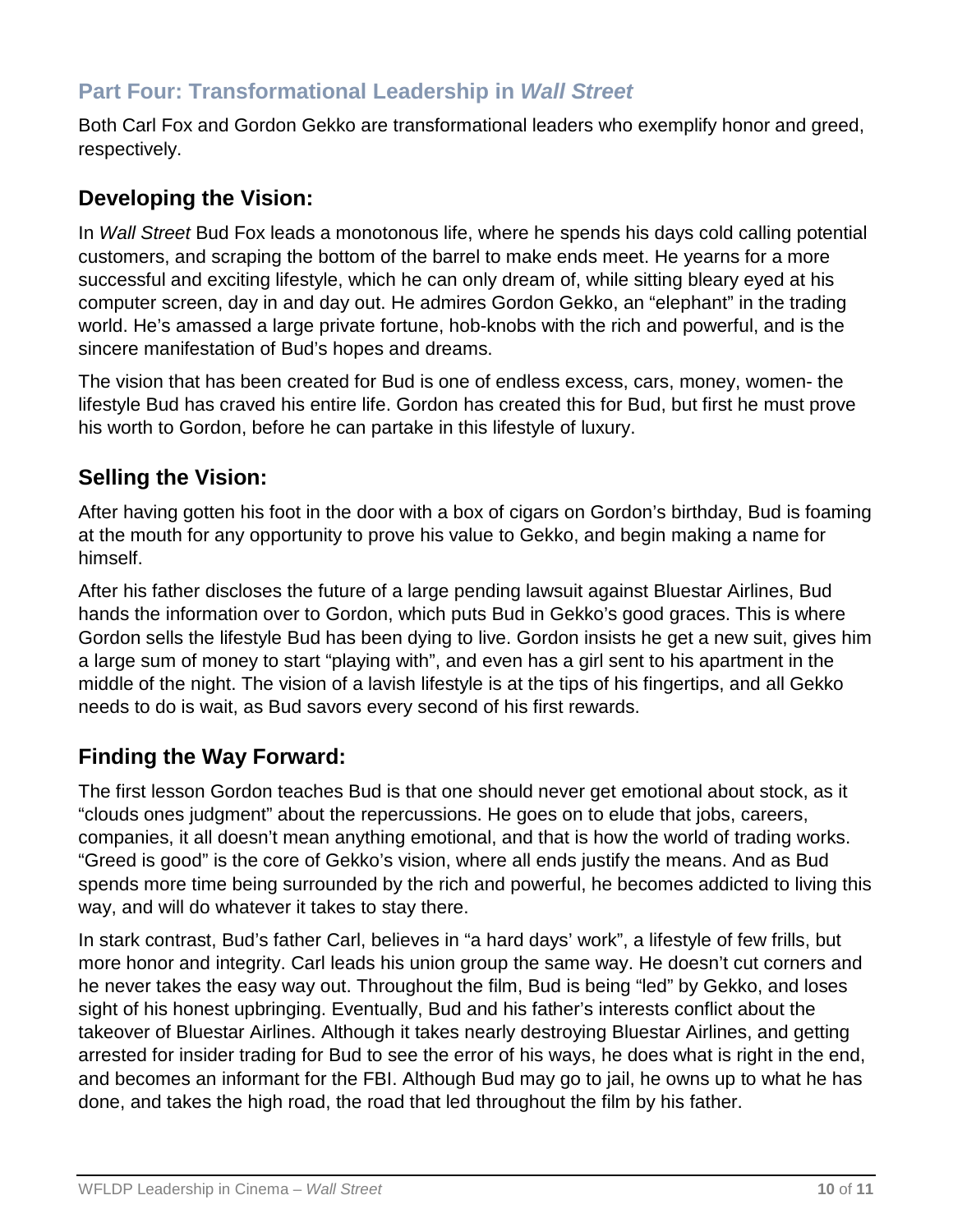## Part Four: Transformational Leadership in *Wall Street*

Both Carl Fox and Gordon Gekko are transformational leaders who exemplify honor and greed, respectively.

### Developing the Vision:

In *Wall Street* Bud Fox leads a monotonous life, where he spends his days cold calling potential customers, and scraping the bottom of the barrel to make ends meet. He yearns for a more successful and exciting lifestyle, which he can only dream of, while sitting bleary eyed at his computer screen, day in and day out. He admires Gordon Gekko, an "elephant" in the trading world. He's amassed a large private fortune, hob-knobs with the rich and powerful, and is the sincere manifestation of Bud's hopes and dreams.

The vision that has been created for Bud is one of endless excess, cars, money, women- the lifestyle Bud has craved his entire life. Gordon has created this for Bud, but first he must prove his worth to Gordon, before he can partake in this lifestyle of luxury.

### Selling the Vision:

After having gotten his foot in the door with a box of cigars on Gordon's birthday, Bud is foaming at the mouth for any opportunity to prove his value to Gekko, and begin making a name for himself.

After his father discloses the future of a large pending lawsuit against Bluestar Airlines, Bud hands the information over to Gordon, which puts Bud in Gekko's good graces. This is where Gordon sells the lifestyle Bud has been dying to live. Gordon insists he get a new suit, gives him a large sum of money to start "playing with", and even has a girl sent to his apartment in the middle of the night. The vision of a lavish lifestyle is at the tips of his fingertips, and all Gekko needs to do is wait, as Bud savors every second of his first rewards.

### Finding the Way Forward:

The first lesson Gordon teaches Bud is that one should never get emotional about stock, as it "clouds ones judgment" about the repercussions. He goes on to elude that jobs, careers, companies, it all doesn't mean anything emotional, and that is how the world of trading works. "Greed is good" is the core of Gekko's vision, where all ends justify the means. And as Bud spends more time being surrounded by the rich and powerful, he becomes addicted to living this way, and will do whatever it takes to stay there.

In stark contrast, Bud's father Carl, believes in "a hard days' work", a lifestyle of few frills, but more honor and integrity. Carl leads his union group the same way. He doesn't cut corners and he never takes the easy way out. Throughout the film, Bud is being "led" by Gekko, and loses sight of his honest upbringing. Eventually, Bud and his father's interests conflict about the takeover of Bluestar Airlines. Although it takes nearly destroying Bluestar Airlines, and getting arrested for insider trading for Bud to see the error of his ways, he does what is right in the end, and becomes an informant for the FBI. Although Bud may go to jail, he owns up to what he has done, and takes the high road, the road that led throughout the film by his father.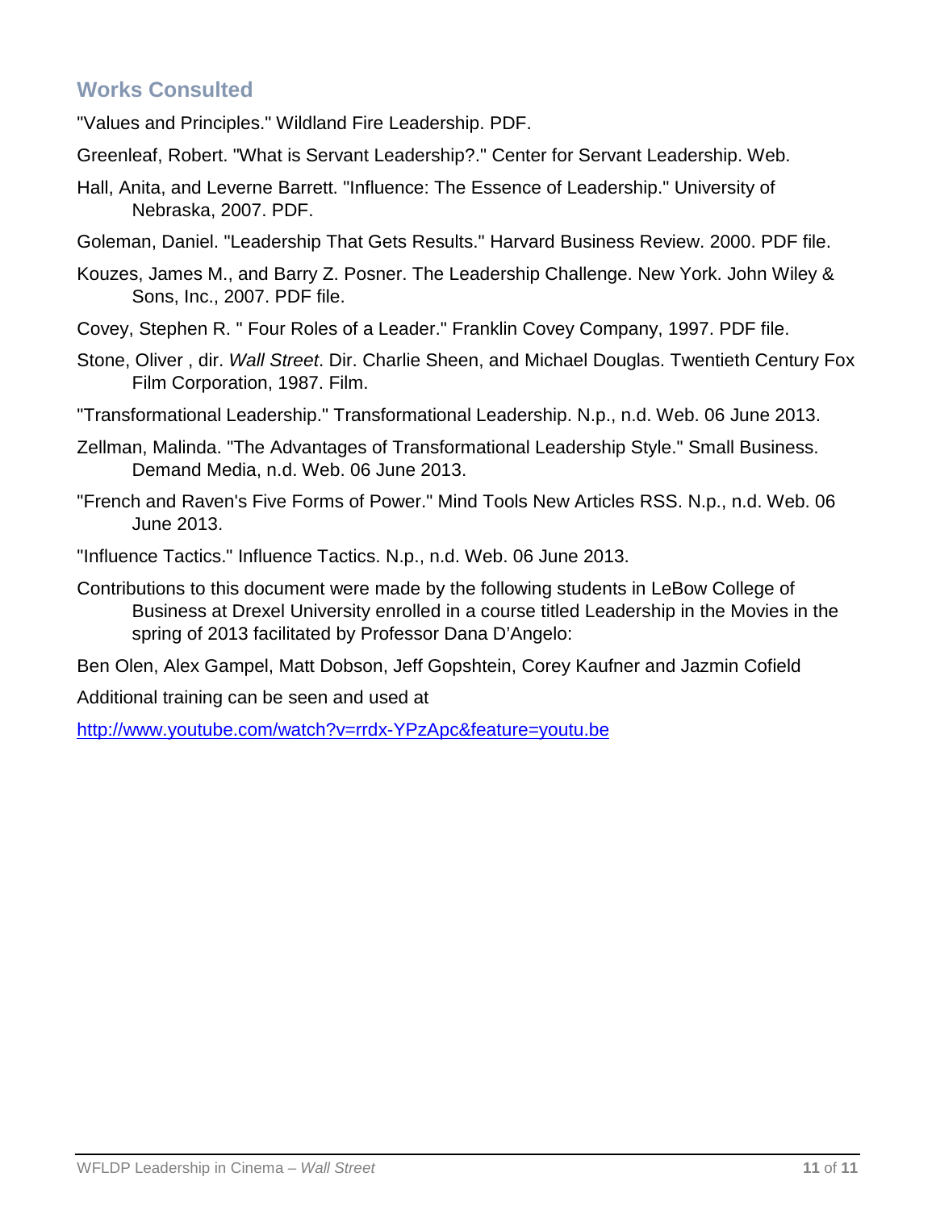## Works Consulted

"Values and Principles." Wildland Fire Leadership. PDF.

Greenleaf, Robert. "What is Servant Leadership?." Center for Servant Leadership. Web.

Hall, Anita, and Leverne Barrett. "Influence: The Essence of Leadership." University of Nebraska, 2007. PDF.

Goleman, Daniel. "Leadership That Gets Results." Harvard Business Review. 2000. PDF file.

Kouzes, James M., and Barry Z. Posner. The Leadership Challenge. New York. John Wiley & Sons, Inc., 2007. PDF file.

Covey, Stephen R. " Four Roles of a Leader." Franklin Covey Company, 1997. PDF file.

Stone, Oliver , dir. *Wall Street*. Dir. Charlie Sheen, and Michael Douglas. Twentieth Century Fox Film Corporation, 1987. Film.

"Transformational Leadership." Transformational Leadership. N.p., n.d. Web. 06 June 2013.

Zellman, Malinda. "The Advantages of Transformational Leadership Style." Small Business. Demand Media, n.d. Web. 06 June 2013.

"French and Raven's Five Forms of Power." Mind Tools New Articles RSS. N.p., n.d. Web. 06 June 2013.

"Influence Tactics." Influence Tactics. N.p., n.d. Web. 06 June 2013.

Contributions to this document were made by the following students in LeBow College of Business at Drexel University enrolled in a course titled Leadership in the Movies in the spring of 2013 facilitated by Professor Dana D'Angelo:

Ben Olen, Alex Gampel, Matt Dobson, Jeff Gopshtein, Corey Kaufner and Jazmin Cofield

Additional training can be seen and used at

http://www.youtube.com/watch?v=rrdx-YPzApc&feature=youtu.be